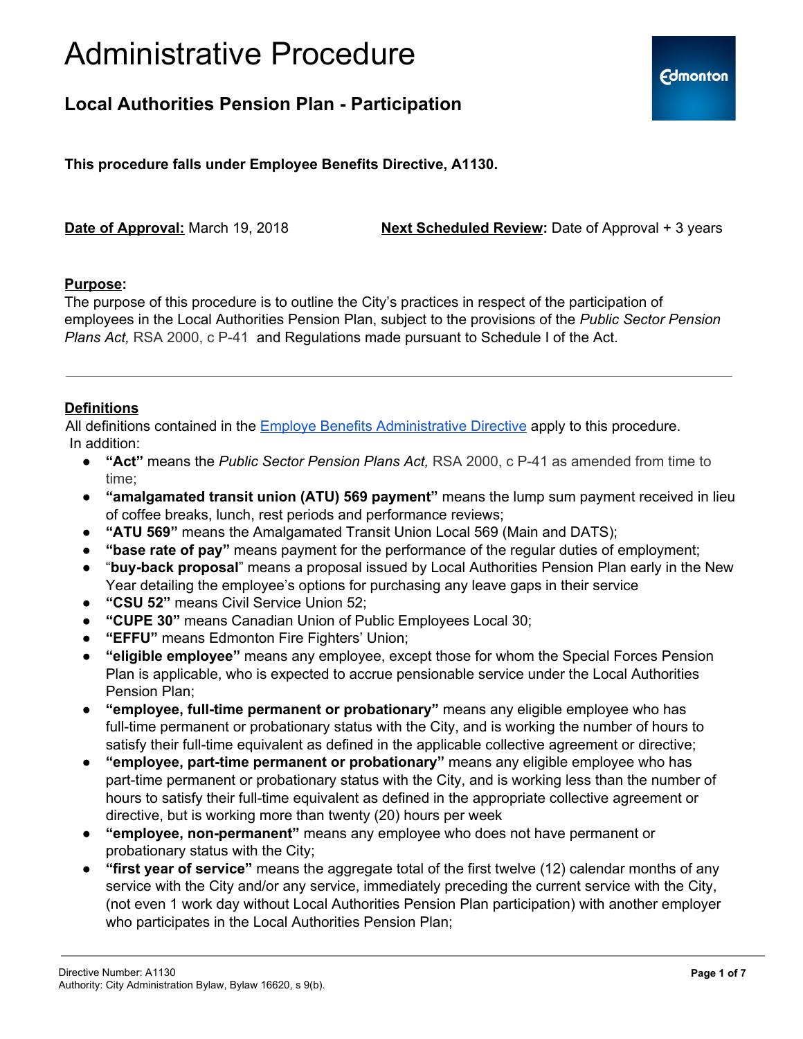# Administrative Procedure

## Local Authorities Pension Plan - Participation

**This procedure falls under Employee Benefits Directive, A1130.**

**Date of Approval:** March 19, 2018 **Next Scheduled Review:** Date of Approval + 3 years

**Purpose:**

The purpose of this procedure is to outline the City's practices in respect of the participation of employees in the Local Authorities Pension Plan, subject to the provisions of the *Public Sector Pension Plans Act,* RSA 2000, c P-41 and Regulations made pursuant to Schedule I of the Act.

---

**Definitions**

All definitions contained in the Employe Benefits Administrative Directive apply to this procedure. In addition:

- **"Act"** means the *Public Sector Pension Plans Act,* RSA 2000, c P-41 as amended from time to time;
- **"amalgamated transit union (ATU) 569 payment"** means the lump sum payment received in lieu of coffee breaks, lunch, rest periods and performance reviews;
- **"ATU 569"** means the Amalgamated Transit Union Local 569 (Main and DATS);
- **"base rate of pay"** means payment for the performance of the regular duties of employment;
- "**buy-back proposal**" means a proposal issued by Local Authorities Pension Plan early in the New Year detailing the employee's options for purchasing any leave gaps in their service
- **"CSU 52"** means Civil Service Union 52;
- **"CUPE 30"** means Canadian Union of Public Employees Local 30;
- **"EFFU"** means Edmonton Fire Fighters' Union;
- **"eligible employee"** means any employee, except those for whom the Special Forces Pension Plan is applicable, who is expected to accrue pensionable service under the Local Authorities Pension Plan;
- **"employee, full-time permanent or probationary"** means any eligible employee who has full-time permanent or probationary status with the City, and is working the number of hours to satisfy their full-time equivalent as defined in the applicable collective agreement or directive;
- **"employee, part-time permanent or probationary"** means any eligible employee who has part-time permanent or probationary status with the City, and is working less than the number of hours to satisfy their full-time equivalent as defined in the appropriate collective agreement or directive, but is working more than twenty (20) hours per week
- **"employee, non-permanent"** means any employee who does not have permanent or probationary status with the City;
- **"first year of service"** means the aggregate total of the first twelve (12) calendar months of any service with the City and/or any service, immediately preceding the current service with the City, (not even 1 work day without Local Authorities Pension Plan participation) with another employer who participates in the Local Authorities Pension Plan;

Directive Number: A1130
Authority: City Administration Bylaw, Bylaw 16620, s 9(b).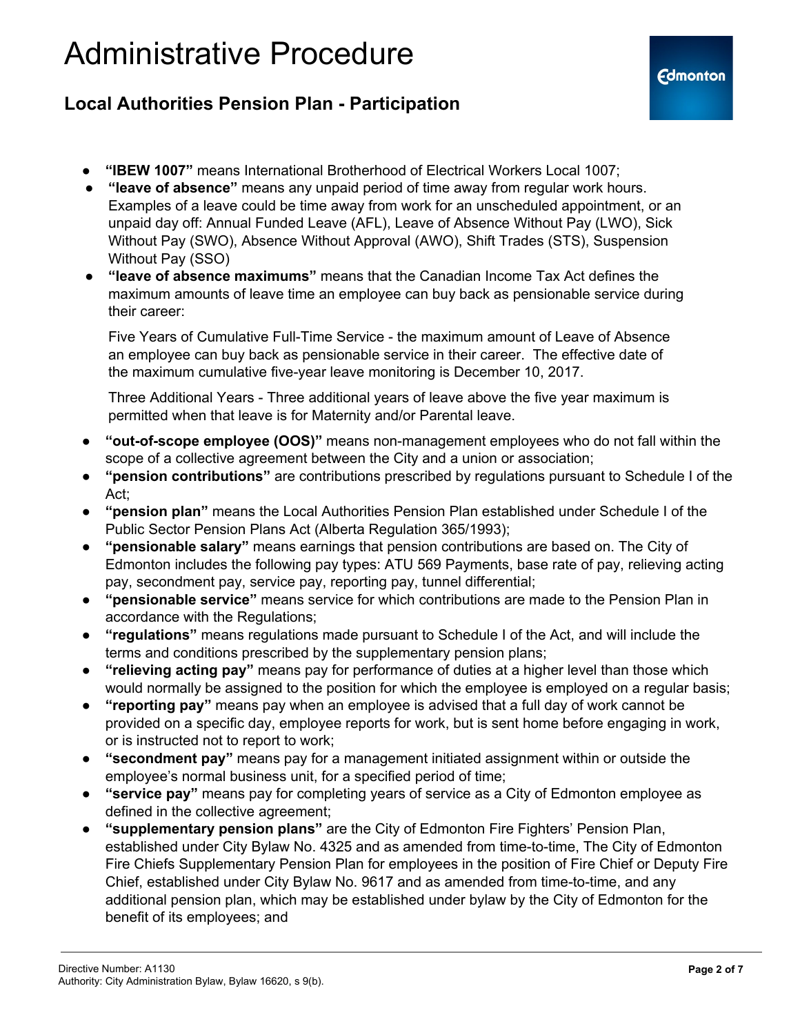- **"IBEW 1007"** means International Brotherhood of Electrical Workers Local 1007;
- **"leave of absence"** means any unpaid period of time away from regular work hours. Examples of a leave could be time away from work for an unscheduled appointment, or an unpaid day off: Annual Funded Leave (AFL), Leave of Absence Without Pay (LWO), Sick Without Pay (SWO), Absence Without Approval (AWO), Shift Trades (STS), Suspension Without Pay (SSO)
- **"leave of absence maximums"** means that the Canadian Income Tax Act defines the maximum amounts of leave time an employee can buy back as pensionable service during their career:

  Five Years of Cumulative Full-Time Service - the maximum amount of Leave of Absence an employee can buy back as pensionable service in their career. The effective date of the maximum cumulative five-year leave monitoring is December 10, 2017.

  Three Additional Years - Three additional years of leave above the five year maximum is permitted when that leave is for Maternity and/or Parental leave.

- **"out-of-scope employee (OOS)"** means non-management employees who do not fall within the scope of a collective agreement between the City and a union or association;
- **"pension contributions"** are contributions prescribed by regulations pursuant to Schedule I of the Act;
- **"pension plan"** means the Local Authorities Pension Plan established under Schedule I of the Public Sector Pension Plans Act (Alberta Regulation 365/1993);
- **"pensionable salary"** means earnings that pension contributions are based on. The City of Edmonton includes the following pay types: ATU 569 Payments, base rate of pay, relieving acting pay, secondment pay, service pay, reporting pay, tunnel differential;
- **"pensionable service"** means service for which contributions are made to the Pension Plan in accordance with the Regulations;
- **"regulations"** means regulations made pursuant to Schedule I of the Act, and will include the terms and conditions prescribed by the supplementary pension plans;
- **"relieving acting pay"** means pay for performance of duties at a higher level than those which would normally be assigned to the position for which the employee is employed on a regular basis;
- **"reporting pay"** means pay when an employee is advised that a full day of work cannot be provided on a specific day, employee reports for work, but is sent home before engaging in work, or is instructed not to report to work;
- **"secondment pay"** means pay for a management initiated assignment within or outside the employee's normal business unit, for a specified period of time;
- **"service pay"** means pay for completing years of service as a City of Edmonton employee as defined in the collective agreement;
- **"supplementary pension plans"** are the City of Edmonton Fire Fighters' Pension Plan, established under City Bylaw No. 4325 and as amended from time-to-time, The City of Edmonton Fire Chiefs Supplementary Pension Plan for employees in the position of Fire Chief or Deputy Fire Chief, established under City Bylaw No. 9617 and as amended from time-to-time, and any additional pension plan, which may be established under bylaw by the City of Edmonton for the benefit of its employees; and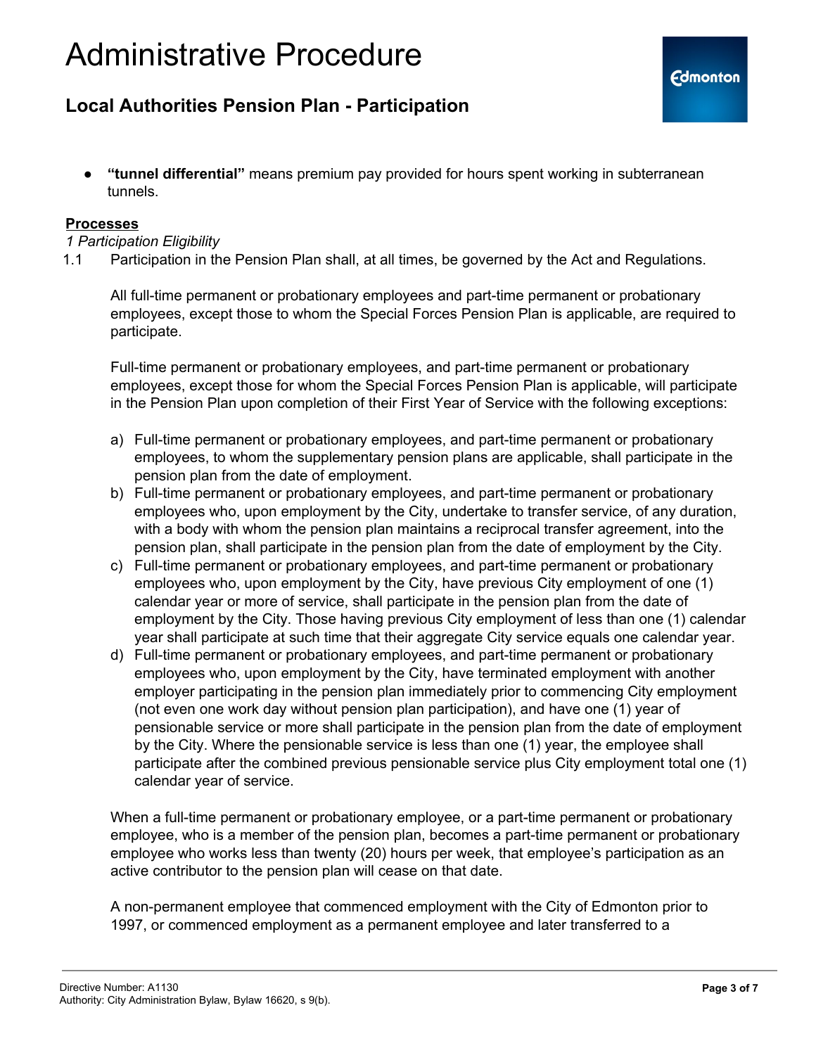- **"tunnel differential"** means premium pay provided for hours spent working in subterranean tunnels.

**Processes**

*1 Participation Eligibility*

1.1 Participation in the Pension Plan shall, at all times, be governed by the Act and Regulations.

All full-time permanent or probationary employees and part-time permanent or probationary employees, except those to whom the Special Forces Pension Plan is applicable, are required to participate.

Full-time permanent or probationary employees, and part-time permanent or probationary employees, except those for whom the Special Forces Pension Plan is applicable, will participate in the Pension Plan upon completion of their First Year of Service with the following exceptions:

a) Full-time permanent or probationary employees, and part-time permanent or probationary employees, to whom the supplementary pension plans are applicable, shall participate in the pension plan from the date of employment.
b) Full-time permanent or probationary employees, and part-time permanent or probationary employees who, upon employment by the City, undertake to transfer service, of any duration, with a body with whom the pension plan maintains a reciprocal transfer agreement, into the pension plan, shall participate in the pension plan from the date of employment by the City.
c) Full-time permanent or probationary employees, and part-time permanent or probationary employees who, upon employment by the City, have previous City employment of one (1) calendar year or more of service, shall participate in the pension plan from the date of employment by the City. Those having previous City employment of less than one (1) calendar year shall participate at such time that their aggregate City service equals one calendar year.
d) Full-time permanent or probationary employees, and part-time permanent or probationary employees who, upon employment by the City, have terminated employment with another employer participating in the pension plan immediately prior to commencing City employment (not even one work day without pension plan participation), and have one (1) year of pensionable service or more shall participate in the pension plan from the date of employment by the City. Where the pensionable service is less than one (1) year, the employee shall participate after the combined previous pensionable service plus City employment total one (1) calendar year of service.

When a full-time permanent or probationary employee, or a part-time permanent or probationary employee, who is a member of the pension plan, becomes a part-time permanent or probationary employee who works less than twenty (20) hours per week, that employee's participation as an active contributor to the pension plan will cease on that date.

A non-permanent employee that commenced employment with the City of Edmonton prior to 1997, or commenced employment as a permanent employee and later transferred to a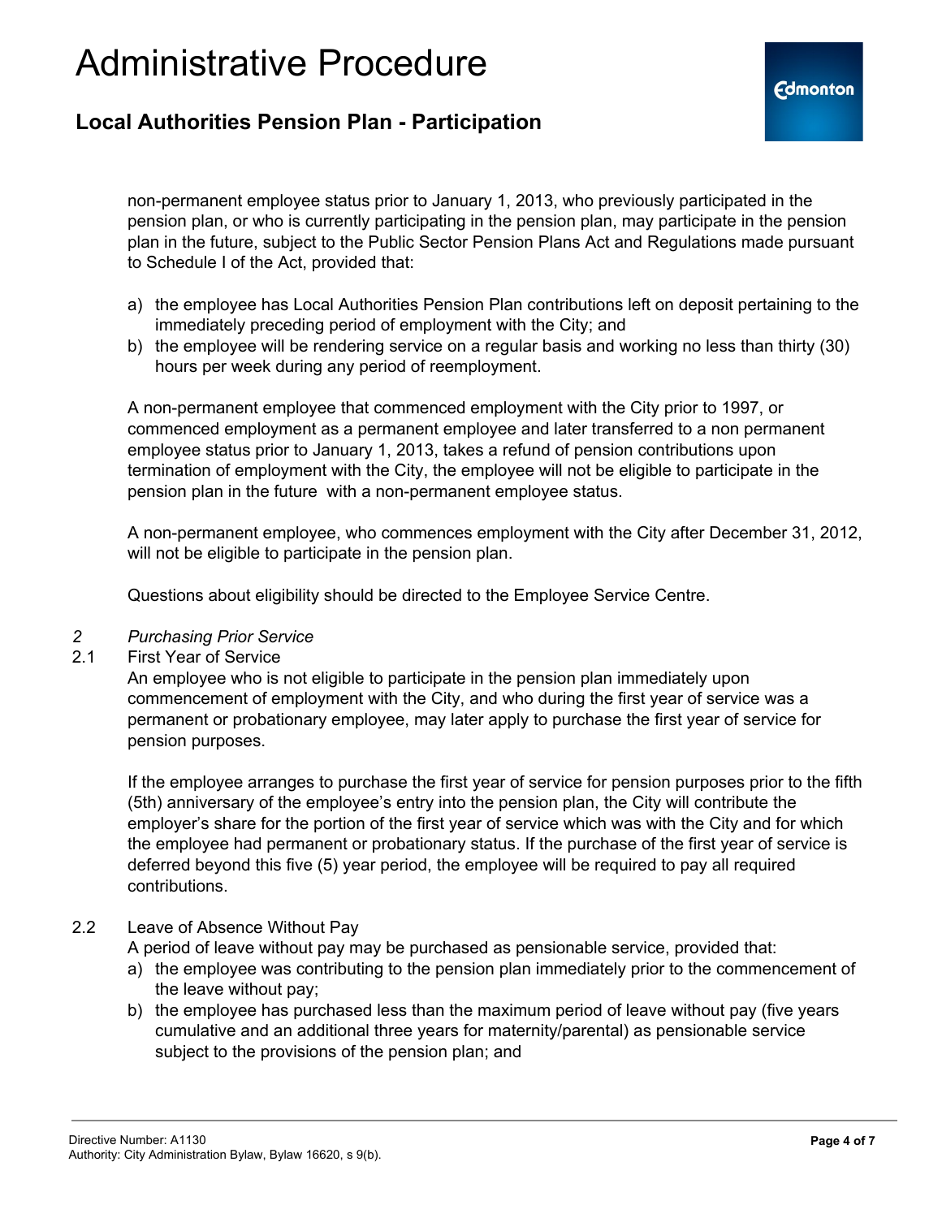non-permanent employee status prior to January 1, 2013, who previously participated in the pension plan, or who is currently participating in the pension plan, may participate in the pension plan in the future, subject to the Public Sector Pension Plans Act and Regulations made pursuant to Schedule I of the Act, provided that:

a) the employee has Local Authorities Pension Plan contributions left on deposit pertaining to the immediately preceding period of employment with the City; and
b) the employee will be rendering service on a regular basis and working no less than thirty (30) hours per week during any period of reemployment.

A non-permanent employee that commenced employment with the City prior to 1997, or commenced employment as a permanent employee and later transferred to a non permanent employee status prior to January 1, 2013, takes a refund of pension contributions upon termination of employment with the City, the employee will not be eligible to participate in the pension plan in the future with a non-permanent employee status.

A non-permanent employee, who commences employment with the City after December 31, 2012, will not be eligible to participate in the pension plan.

Questions about eligibility should be directed to the Employee Service Centre.

*2 Purchasing Prior Service*

2.1 First Year of Service

An employee who is not eligible to participate in the pension plan immediately upon commencement of employment with the City, and who during the first year of service was a permanent or probationary employee, may later apply to purchase the first year of service for pension purposes.

If the employee arranges to purchase the first year of service for pension purposes prior to the fifth (5th) anniversary of the employee's entry into the pension plan, the City will contribute the employer's share for the portion of the first year of service which was with the City and for which the employee had permanent or probationary status. If the purchase of the first year of service is deferred beyond this five (5) year period, the employee will be required to pay all required contributions.

2.2 Leave of Absence Without Pay

A period of leave without pay may be purchased as pensionable service, provided that:

a) the employee was contributing to the pension plan immediately prior to the commencement of the leave without pay;
b) the employee has purchased less than the maximum period of leave without pay (five years cumulative and an additional three years for maternity/parental) as pensionable service subject to the provisions of the pension plan; and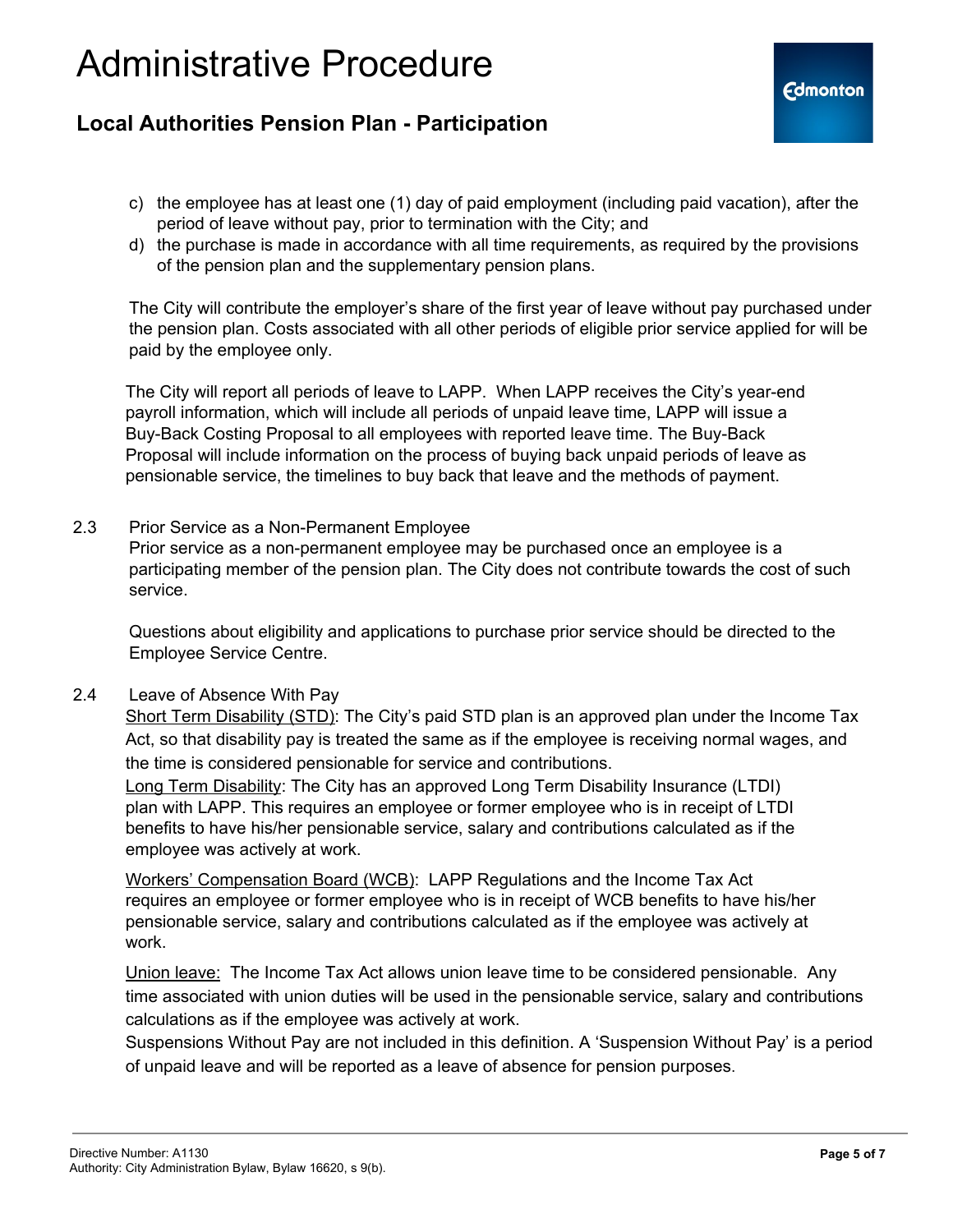c) the employee has at least one (1) day of paid employment (including paid vacation), after the period of leave without pay, prior to termination with the City; and
d) the purchase is made in accordance with all time requirements, as required by the provisions of the pension plan and the supplementary pension plans.

The City will contribute the employer's share of the first year of leave without pay purchased under the pension plan. Costs associated with all other periods of eligible prior service applied for will be paid by the employee only.

The City will report all periods of leave to LAPP. When LAPP receives the City's year-end payroll information, which will include all periods of unpaid leave time, LAPP will issue a Buy-Back Costing Proposal to all employees with reported leave time. The Buy-Back Proposal will include information on the process of buying back unpaid periods of leave as pensionable service, the timelines to buy back that leave and the methods of payment.

2.3 Prior Service as a Non-Permanent Employee

Prior service as a non-permanent employee may be purchased once an employee is a participating member of the pension plan. The City does not contribute towards the cost of such service.

Questions about eligibility and applications to purchase prior service should be directed to the Employee Service Centre.

2.4 Leave of Absence With Pay

Short Term Disability (STD): The City's paid STD plan is an approved plan under the Income Tax Act, so that disability pay is treated the same as if the employee is receiving normal wages, and the time is considered pensionable for service and contributions.

Long Term Disability: The City has an approved Long Term Disability Insurance (LTDI) plan with LAPP. This requires an employee or former employee who is in receipt of LTDI benefits to have his/her pensionable service, salary and contributions calculated as if the employee was actively at work.

Workers' Compensation Board (WCB): LAPP Regulations and the Income Tax Act requires an employee or former employee who is in receipt of WCB benefits to have his/her pensionable service, salary and contributions calculated as if the employee was actively at work.

Union leave: The Income Tax Act allows union leave time to be considered pensionable. Any time associated with union duties will be used in the pensionable service, salary and contributions calculations as if the employee was actively at work.

Suspensions Without Pay are not included in this definition. A 'Suspension Without Pay' is a period of unpaid leave and will be reported as a leave of absence for pension purposes.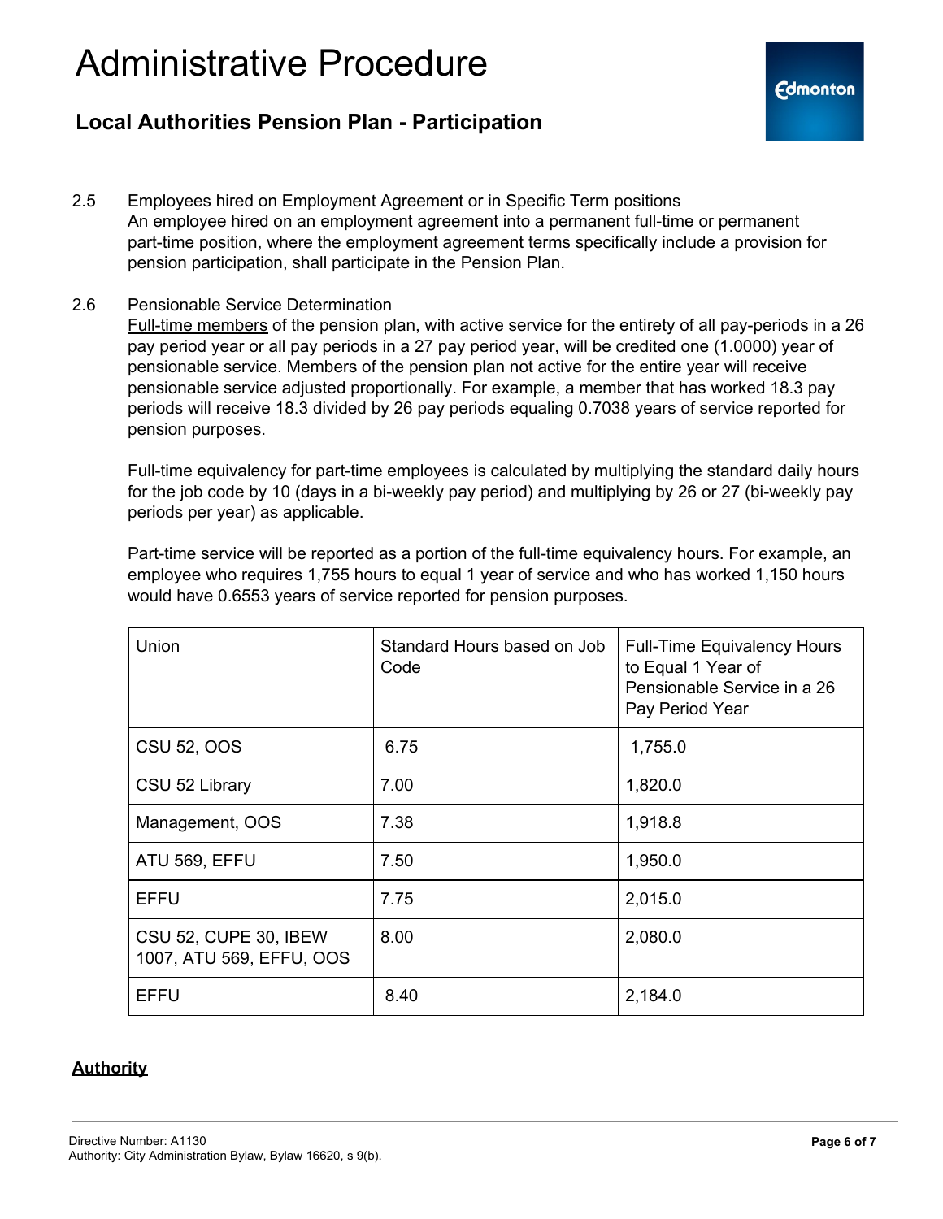2.5 Employees hired on Employment Agreement or in Specific Term positions
An employee hired on an employment agreement into a permanent full-time or permanent part-time position, where the employment agreement terms specifically include a provision for pension participation, shall participate in the Pension Plan.

2.6 Pensionable Service Determination
Full-time members of the pension plan, with active service for the entirety of all pay-periods in a 26 pay period year or all pay periods in a 27 pay period year, will be credited one (1.0000) year of pensionable service. Members of the pension plan not active for the entire year will receive pensionable service adjusted proportionally. For example, a member that has worked 18.3 pay periods will receive 18.3 divided by 26 pay periods equaling 0.7038 years of service reported for pension purposes.

Full-time equivalency for part-time employees is calculated by multiplying the standard daily hours for the job code by 10 (days in a bi-weekly pay period) and multiplying by 26 or 27 (bi-weekly pay periods per year) as applicable.

Part-time service will be reported as a portion of the full-time equivalency hours. For example, an employee who requires 1,755 hours to equal 1 year of service and who has worked 1,150 hours would have 0.6553 years of service reported for pension purposes.

| Union | Standard Hours based on Job Code | Full-Time Equivalency Hours to Equal 1 Year of Pensionable Service in a 26 Pay Period Year |
|---|---|---|
| CSU 52, OOS | 6.75 | 1,755.0 |
| CSU 52 Library | 7.00 | 1,820.0 |
| Management, OOS | 7.38 | 1,918.8 |
| ATU 569, EFFU | 7.50 | 1,950.0 |
| EFFU | 7.75 | 2,015.0 |
| CSU 52, CUPE 30, IBEW 1007, ATU 569, EFFU, OOS | 8.00 | 2,080.0 |
| EFFU | 8.40 | 2,184.0 |

**Authority**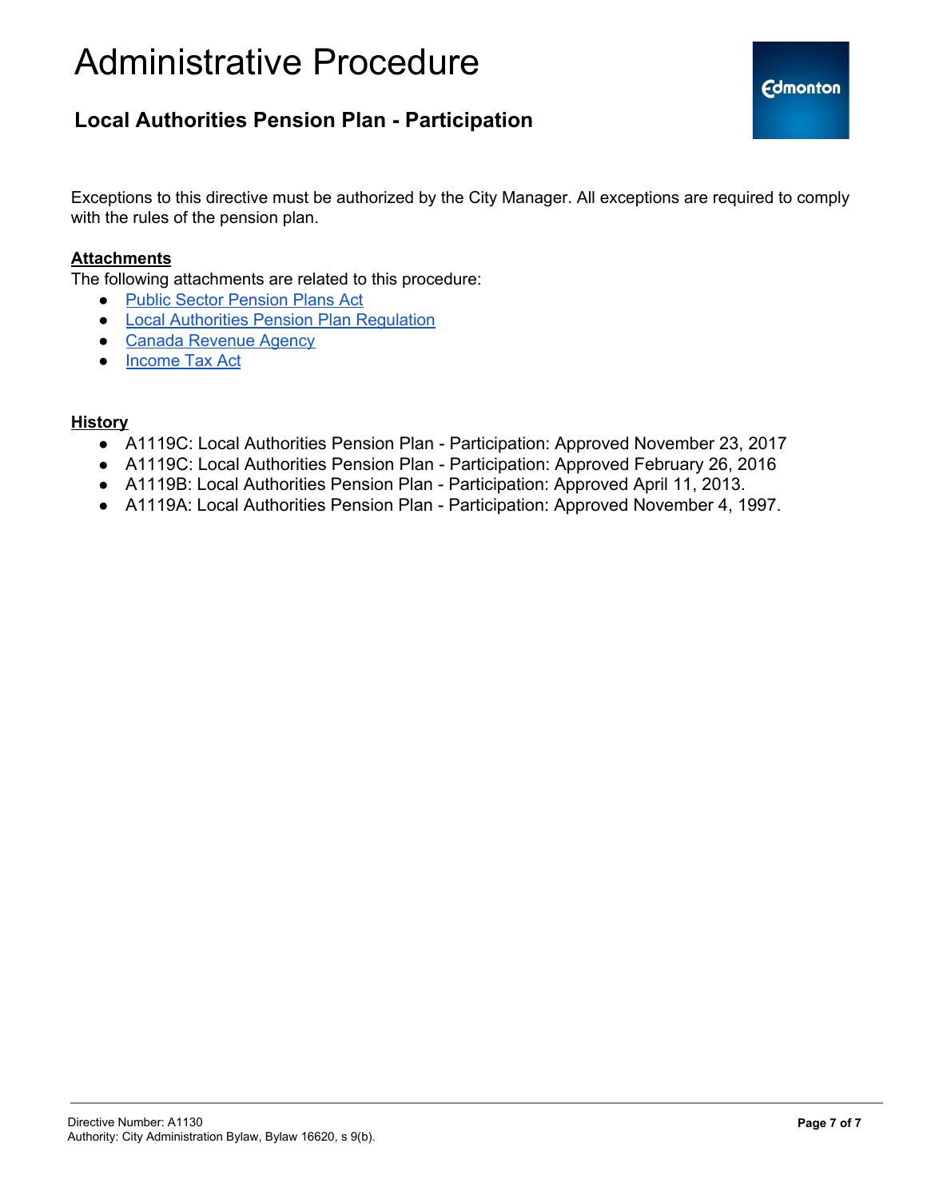Exceptions to this directive must be authorized by the City Manager. All exceptions are required to comply with the rules of the pension plan.

**Attachments**

The following attachments are related to this procedure:

- Public Sector Pension Plans Act
- Local Authorities Pension Plan Regulation
- Canada Revenue Agency
- Income Tax Act

**History**

- A1119C: Local Authorities Pension Plan - Participation: Approved November 23, 2017
- A1119C: Local Authorities Pension Plan - Participation: Approved February 26, 2016
- A1119B: Local Authorities Pension Plan - Participation: Approved April 11, 2013.
- A1119A: Local Authorities Pension Plan - Participation: Approved November 4, 1997.